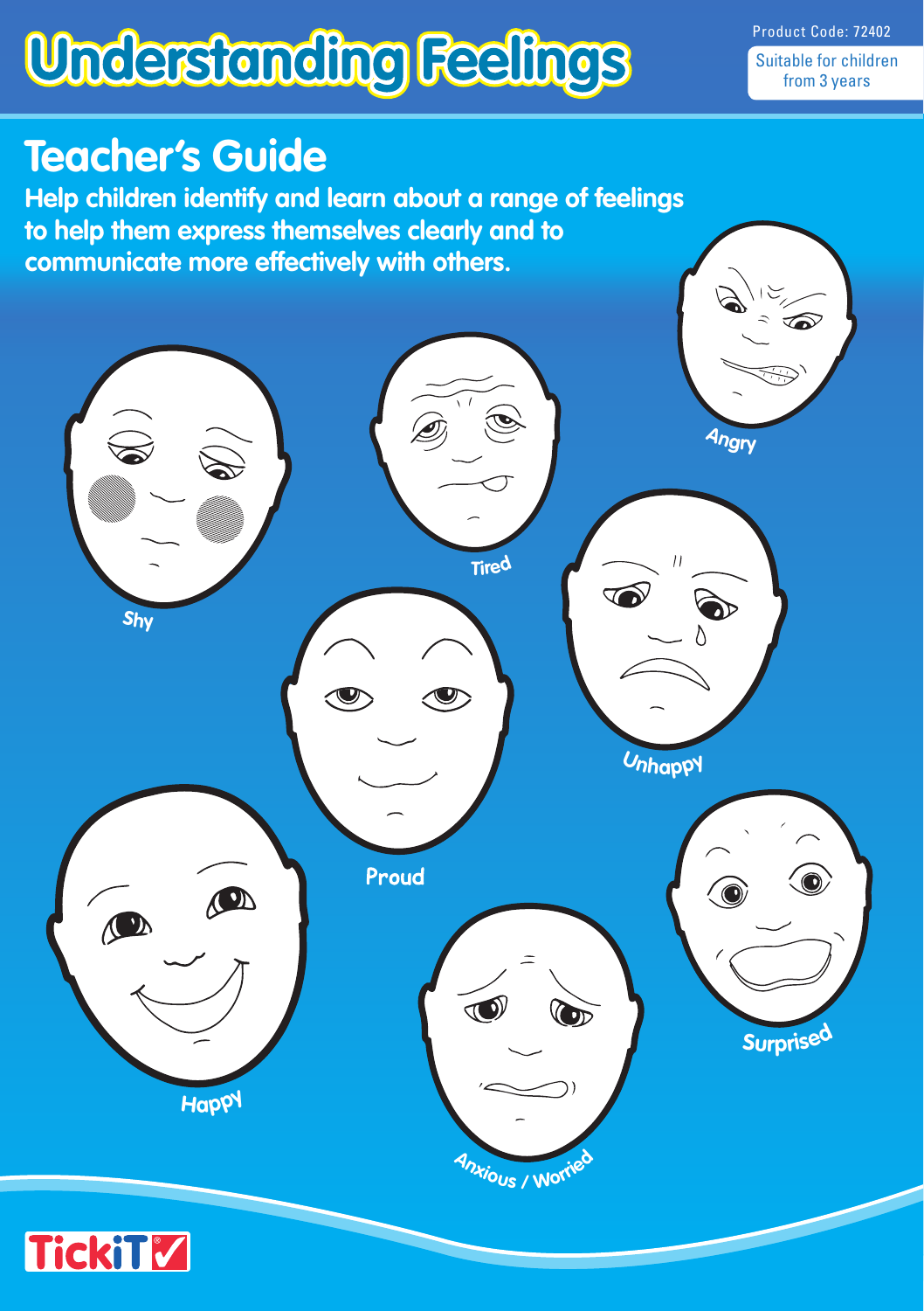# Understanding Feelings

Product Code: 72402

Suitable for children from 3 years

## Teacher's Guide

**Help children identify and learn about a range of feelings to help them express themselves clearly and to communicate more effectively with others.**

Angry

Shy

Tired

Unhappy

Proud

Happy

Surprised

Anxious / Worried

TickiT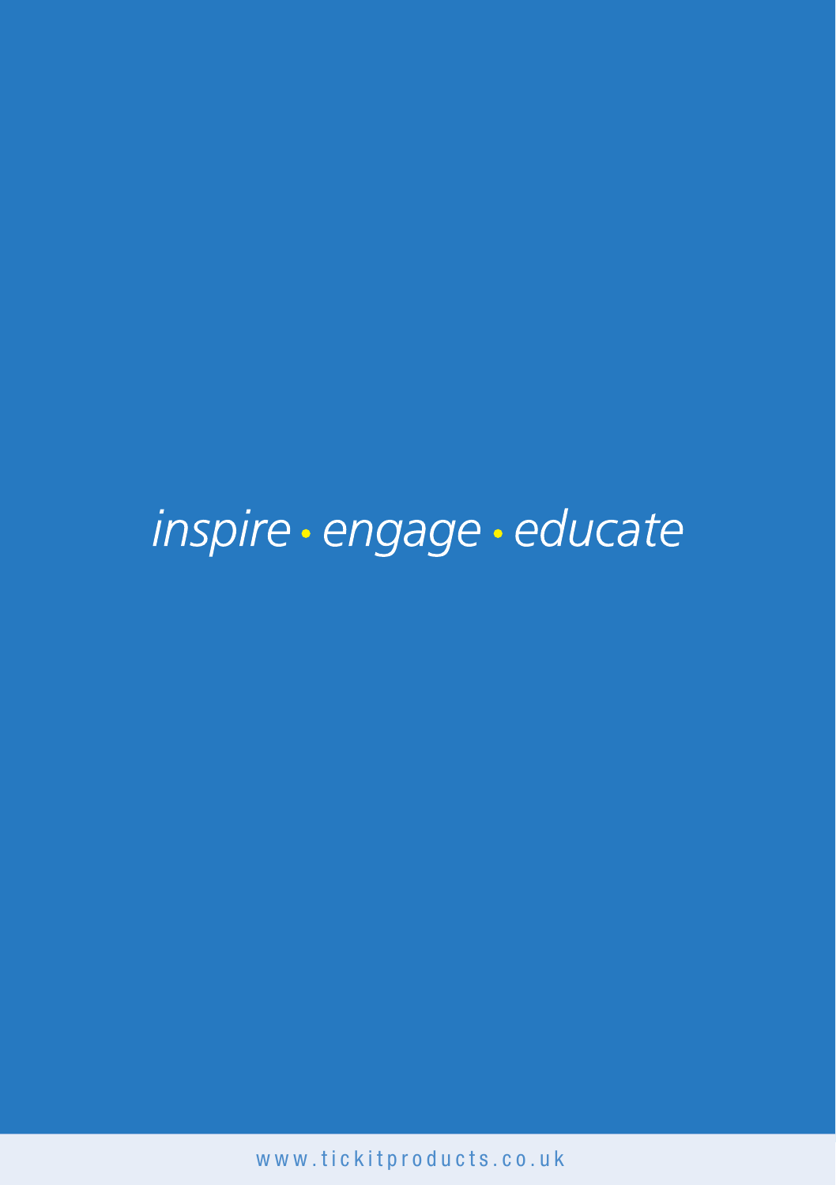*inspire • engage • educate*

www.tickitproducts.co.uk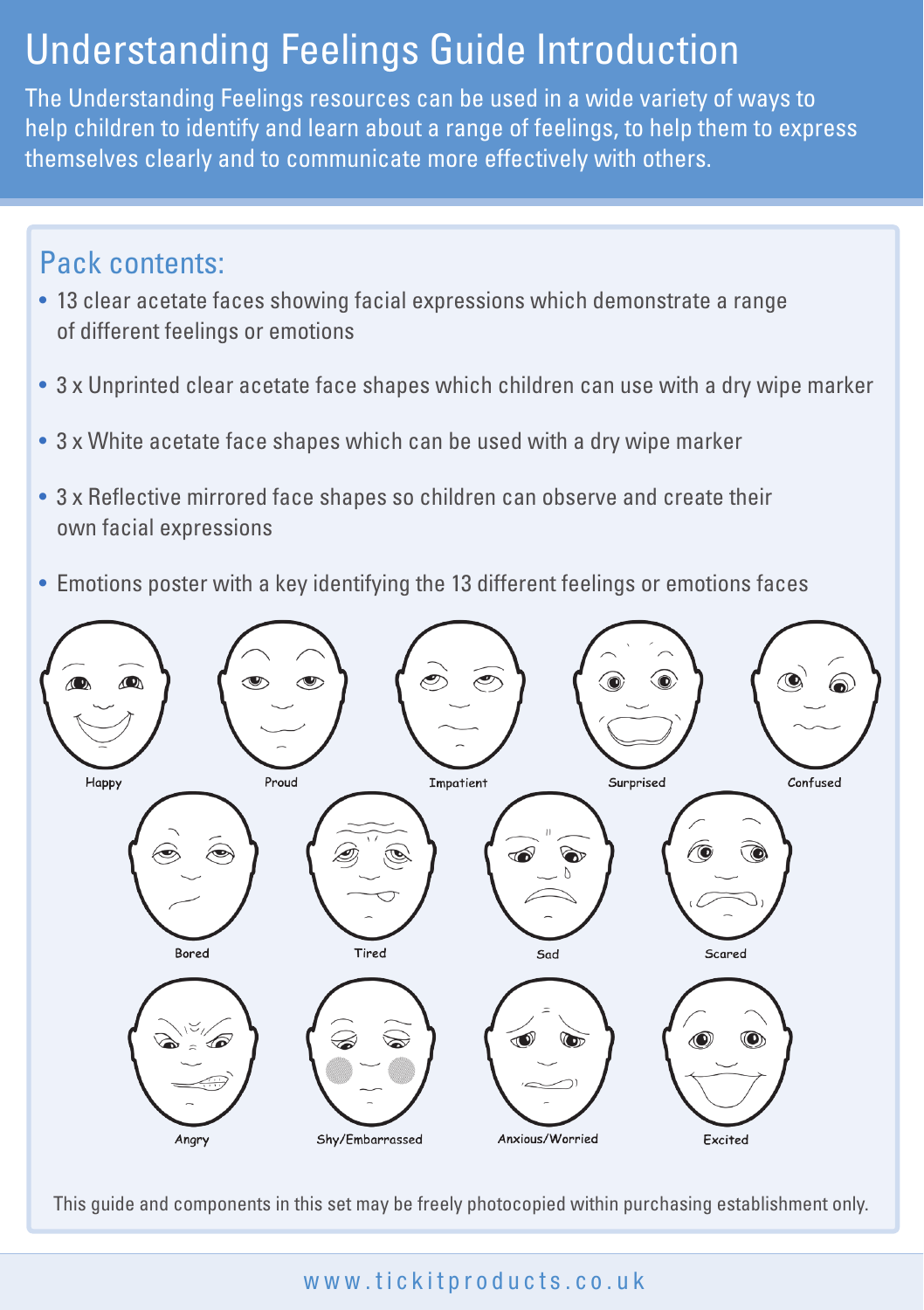# Understanding Feelings Guide Introduction

The Understanding Feelings resources can be used in a wide variety of ways to help children to identify and learn about a range of feelings, to help them to express themselves clearly and to communicate more effectively with others.

## Pack contents:

- 13 clear acetate faces showing facial expressions which demonstrate a range of different feelings or emotions
- 3 x Unprinted clear acetate face shapes which children can use with a dry wipe marker
- 3 x White acetate face shapes which can be used with a dry wipe marker
- 3 x Reflective mirrored face shapes so children can observe and create their own facial expressions
- Emotions poster with a key identifying the 13 different feelings or emotions faces

Happy | Proud | Impatient | Surprised | Confused

Bored | Tired | Sad | Scared

Angry | Shy/Embarrassed | Anxious/Worried | Excited

This guide and components in this set may be freely photocopied within purchasing establishment only.

www.tickitproducts.co.uk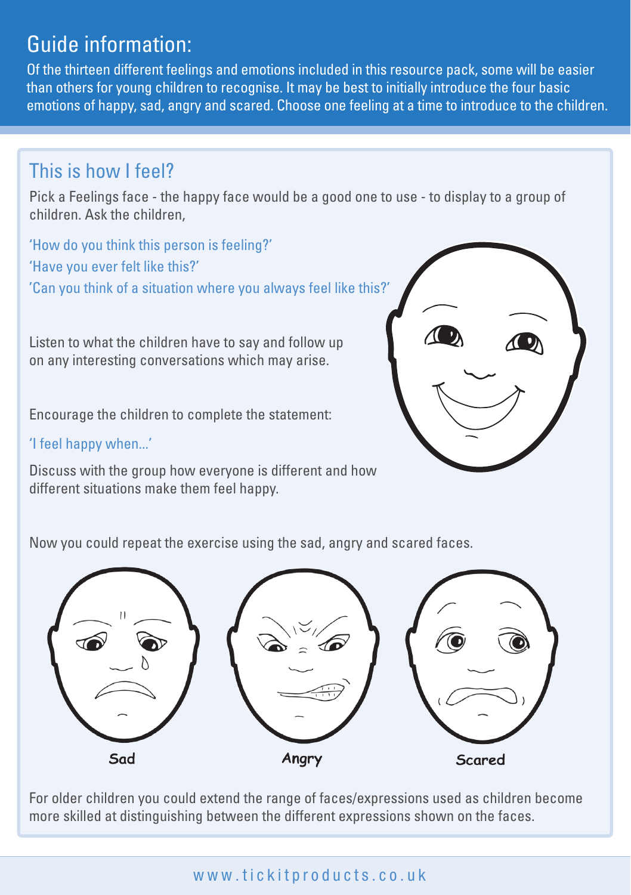## Guide information:

Of the thirteen different feelings and emotions included in this resource pack, some will be easier than others for young children to recognise. It may be best to initially introduce the four basic emotions of happy, sad, angry and scared. Choose one feeling at a time to introduce to the children.

## This is how I feel?

Pick a Feelings face - the happy face would be a good one to use - to display to a group of children. Ask the children,

'How do you think this person is feeling?'

'Have you ever felt like this?'

'Can you think of a situation where you always feel like this?'

Listen to what the children have to say and follow up on any interesting conversations which may arise.

Encourage the children to complete the statement:

'I feel happy when...'

Discuss with the group how everyone is different and how different situations make them feel happy.

Now you could repeat the exercise using the sad, angry and scared faces.

Sad

Angry

Scared

For older children you could extend the range of faces/expressions used as children become more skilled at distinguishing between the different expressions shown on the faces.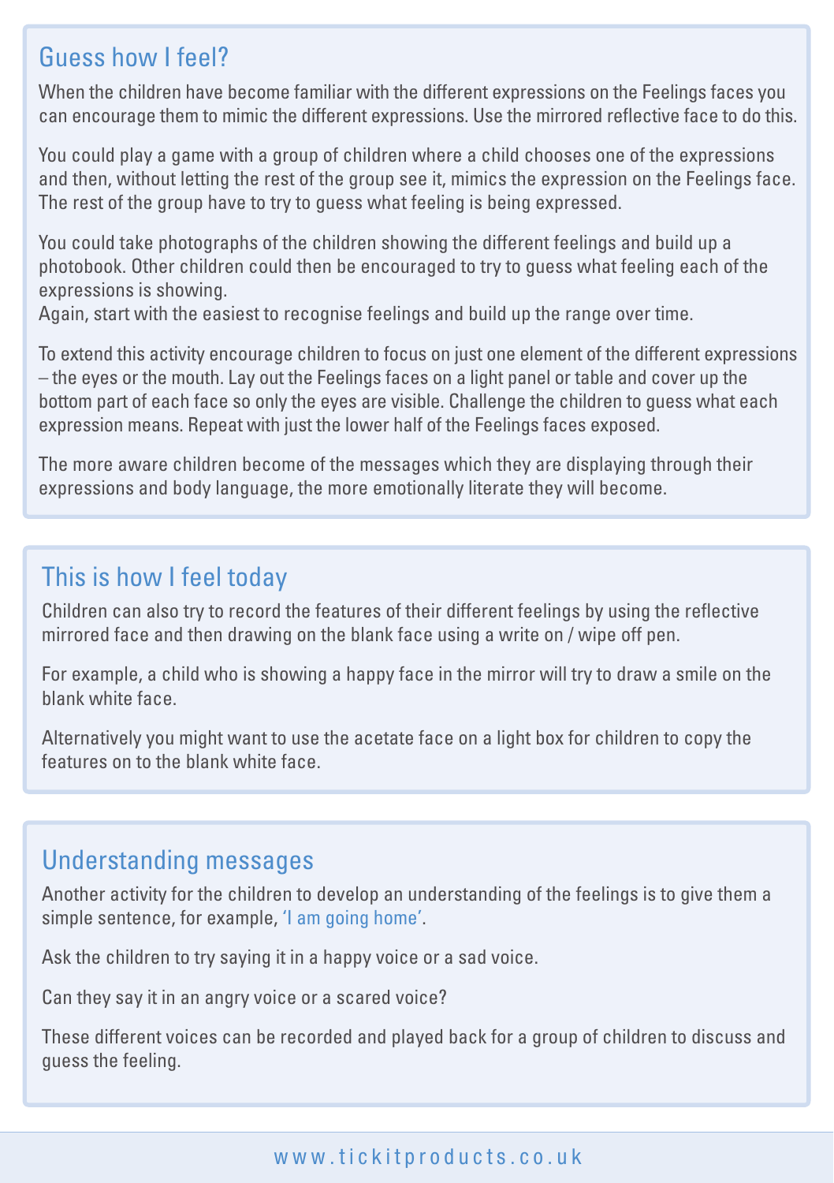## Guess how I feel?

When the children have become familiar with the different expressions on the Feelings faces you can encourage them to mimic the different expressions. Use the mirrored reflective face to do this.

You could play a game with a group of children where a child chooses one of the expressions and then, without letting the rest of the group see it, mimics the expression on the Feelings face. The rest of the group have to try to guess what feeling is being expressed.

You could take photographs of the children showing the different feelings and build up a photobook. Other children could then be encouraged to try to guess what feeling each of the expressions is showing.
Again, start with the easiest to recognise feelings and build up the range over time.

To extend this activity encourage children to focus on just one element of the different expressions – the eyes or the mouth. Lay out the Feelings faces on a light panel or table and cover up the bottom part of each face so only the eyes are visible. Challenge the children to guess what each expression means. Repeat with just the lower half of the Feelings faces exposed.

The more aware children become of the messages which they are displaying through their expressions and body language, the more emotionally literate they will become.

## This is how I feel today

Children can also try to record the features of their different feelings by using the reflective mirrored face and then drawing on the blank face using a write on / wipe off pen.

For example, a child who is showing a happy face in the mirror will try to draw a smile on the blank white face.

Alternatively you might want to use the acetate face on a light box for children to copy the features on to the blank white face.

## Understanding messages

Another activity for the children to develop an understanding of the feelings is to give them a simple sentence, for example, 'I am going home'.

Ask the children to try saying it in a happy voice or a sad voice.

Can they say it in an angry voice or a scared voice?

These different voices can be recorded and played back for a group of children to discuss and guess the feeling.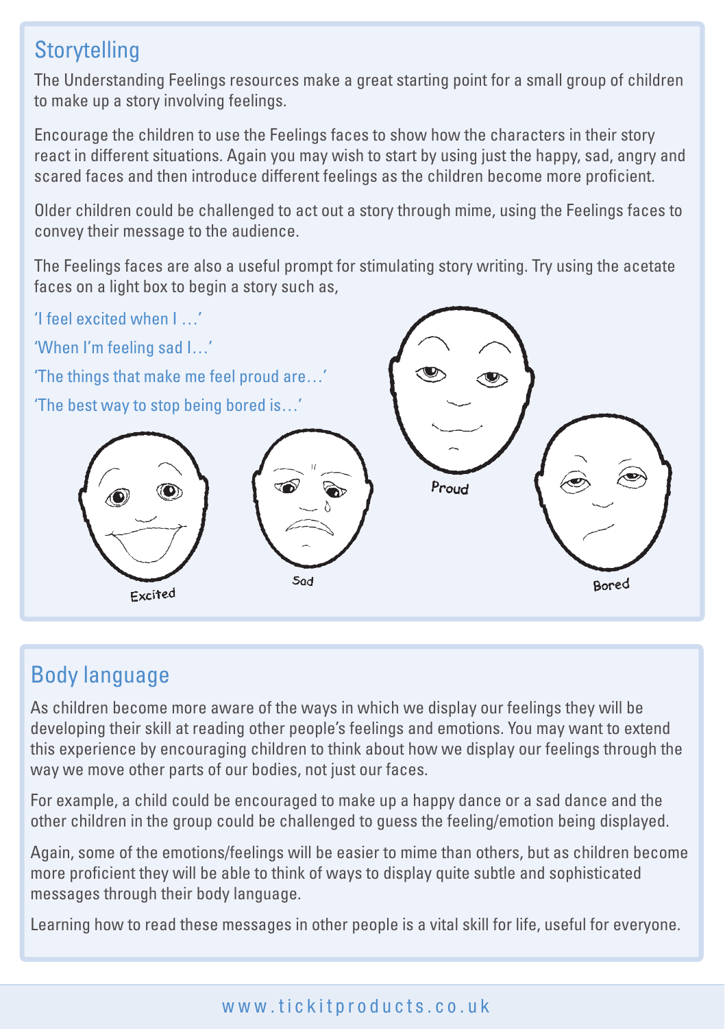## Storytelling

The Understanding Feelings resources make a great starting point for a small group of children to make up a story involving feelings.

Encourage the children to use the Feelings faces to show how the characters in their story react in different situations. Again you may wish to start by using just the happy, sad, angry and scared faces and then introduce different feelings as the children become more proficient.

Older children could be challenged to act out a story through mime, using the Feelings faces to convey their message to the audience.

The Feelings faces are also a useful prompt for stimulating story writing. Try using the acetate faces on a light box to begin a story such as,

'I feel excited when I …'

'When I'm feeling sad I…'

'The things that make me feel proud are…'

'The best way to stop being bored is…'

Excited

Sad

Proud

Bored

## Body language

As children become more aware of the ways in which we display our feelings they will be developing their skill at reading other people's feelings and emotions. You may want to extend this experience by encouraging children to think about how we display our feelings through the way we move other parts of our bodies, not just our faces.

For example, a child could be encouraged to make up a happy dance or a sad dance and the other children in the group could be challenged to guess the feeling/emotion being displayed.

Again, some of the emotions/feelings will be easier to mime than others, but as children become more proficient they will be able to think of ways to display quite subtle and sophisticated messages through their body language.

Learning how to read these messages in other people is a vital skill for life, useful for everyone.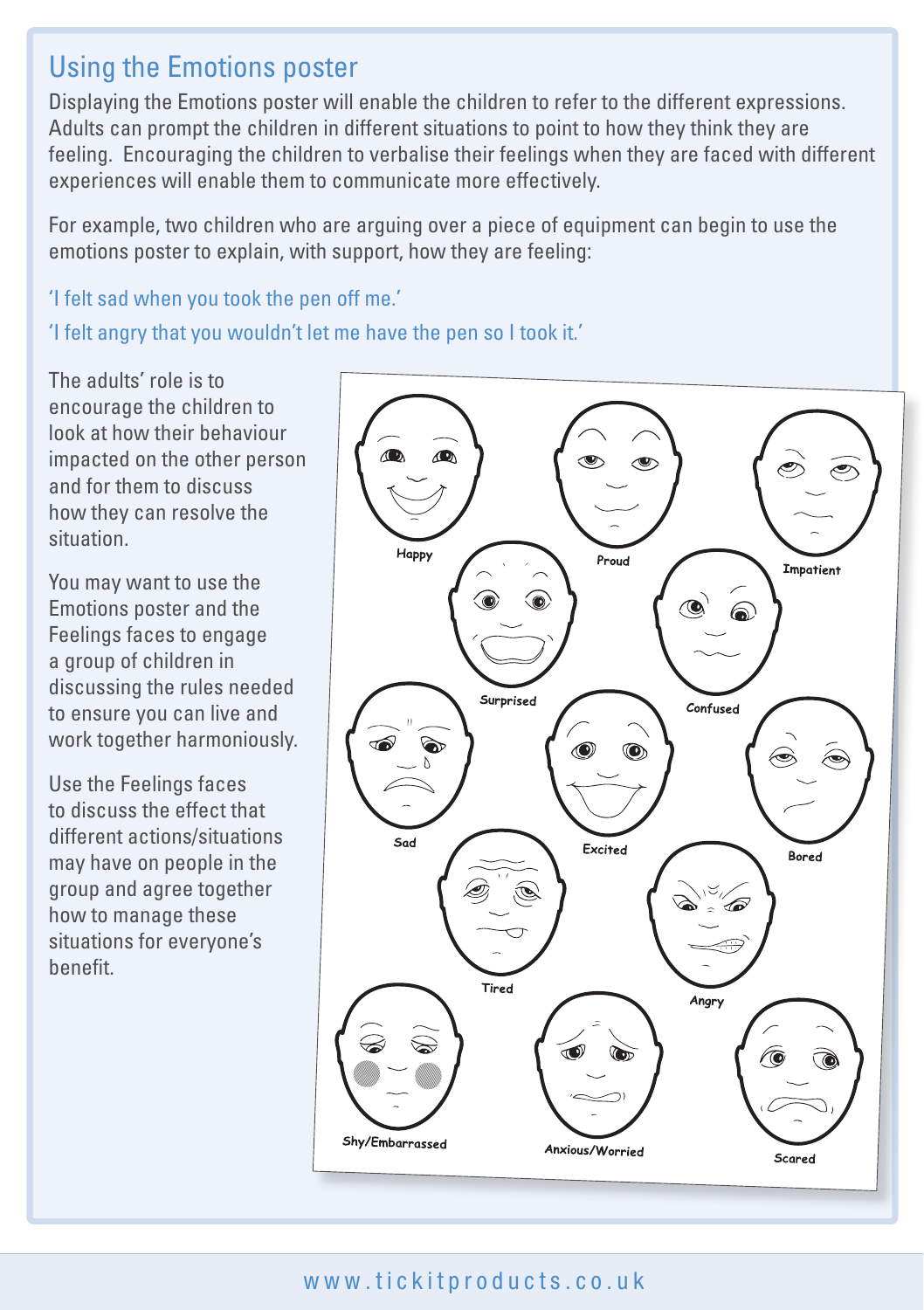## Using the Emotions poster

Displaying the Emotions poster will enable the children to refer to the different expressions. Adults can prompt the children in different situations to point to how they think they are feeling. Encouraging the children to verbalise their feelings when they are faced with different experiences will enable them to communicate more effectively.

For example, two children who are arguing over a piece of equipment can begin to use the emotions poster to explain, with support, how they are feeling:

'I felt sad when you took the pen off me.'

'I felt angry that you wouldn't let me have the pen so I took it.'

The adults' role is to encourage the children to look at how their behaviour impacted on the other person and for them to discuss how they can resolve the situation.

You may want to use the Emotions poster and the Feelings faces to engage a group of children in discussing the rules needed to ensure you can live and work together harmoniously.

Use the Feelings faces to discuss the effect that different actions/situations may have on people in the group and agree together how to manage these situations for everyone's benefit.

Happy, Proud, Impatient, Surprised, Confused, Sad, Excited, Bored, Tired, Angry, Shy/Embarrassed, Anxious/Worried, Scared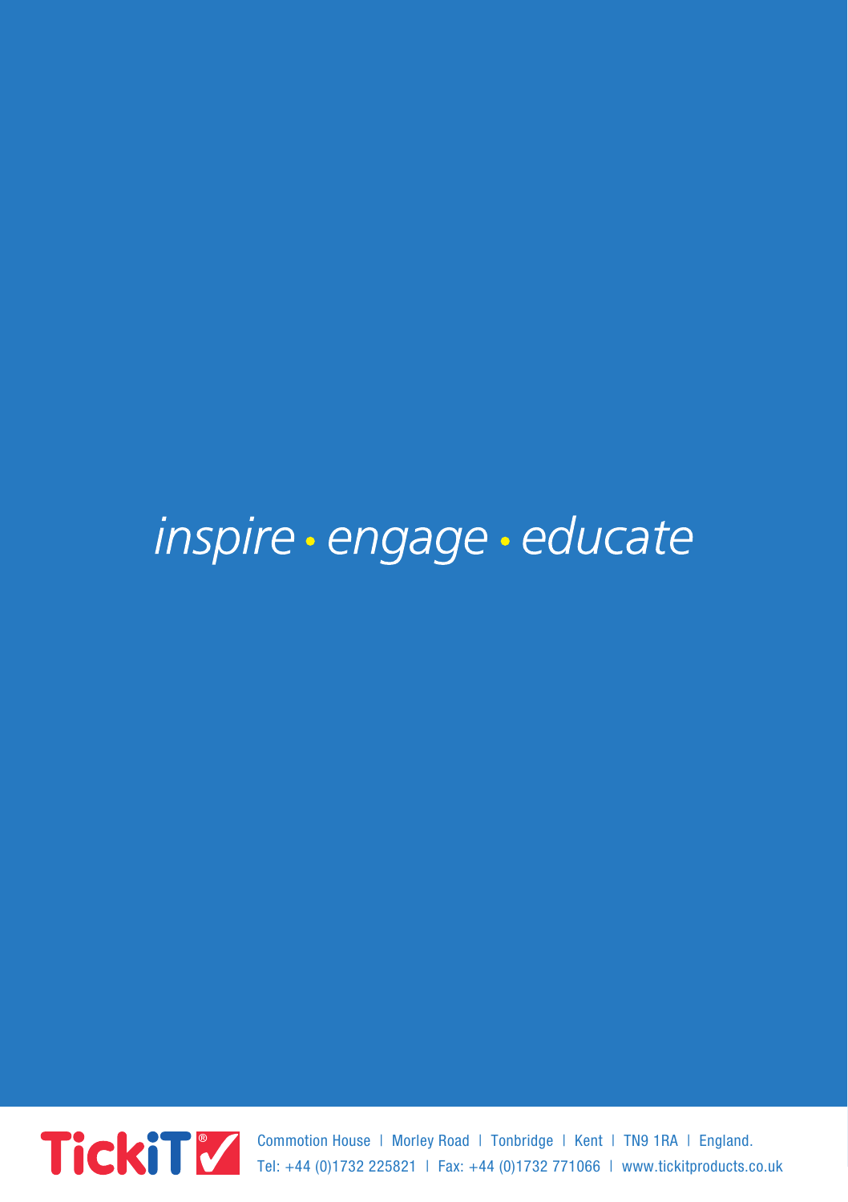*inspire • engage • educate*

TickiT®

Commotion House | Morley Road | Tonbridge | Kent | TN9 1RA | England.
Tel: +44 (0)1732 225821 | Fax: +44 (0)1732 771066 | www.tickitproducts.co.uk